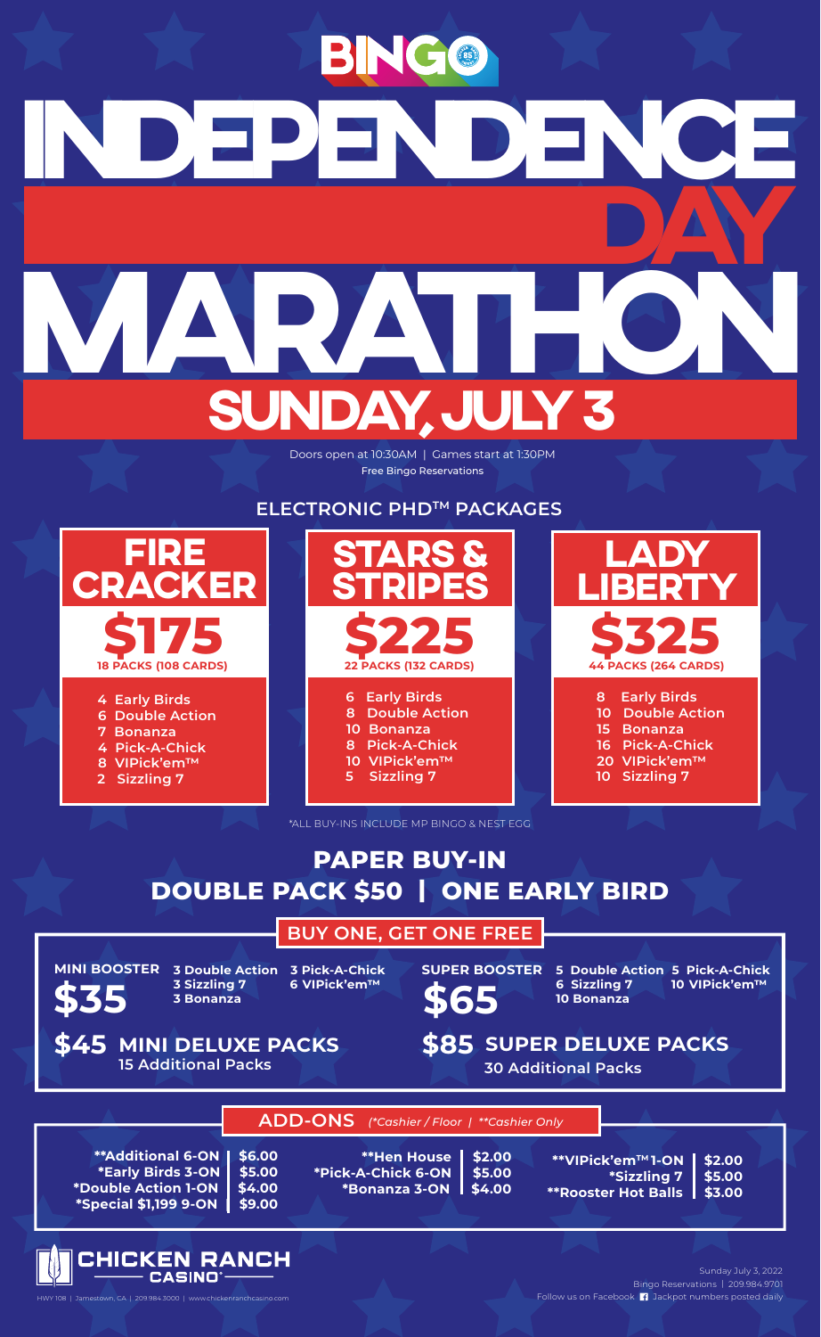# BINGO

# INDEPENDENCE DAY MARATHON

## SUNDAY, JULY 3

Doors open at 10:30AM | Games start at 1:30PM

Free Bingo Reservations

### ELECTRONIC PHD™ PACKAGES

**FIRE CRACKER**

**$175**

18 PACKS (108 CARDS)

- 4 Early Birds
- 6 Double Action
- 7 Bonanza
- 4 Pick-A-Chick
- 8 VIPick'em™
- 2 Sizzling 7

**STARS & STRIPES**

**$225**

22 PACKS (132 CARDS)

- 6 Early Birds
- 8 Double Action
- 10 Bonanza
- 8 Pick-A-Chick
- 10 VIPick'em™
- 5 Sizzling 7

**LADY LIBERTY**

**$325**

44 PACKS (264 CARDS)

- 8 Early Birds
- 10 Double Action
- 15 Bonanza
- 16 Pick-A-Chick
- 20 VIPick'em™
- 10 Sizzling 7

*ALL BUY-INS INCLUDE MP BINGO & NEST EGG

## PAPER BUY-IN

## DOUBLE PACK $50 | ONE EARLY BIRD

### BUY ONE, GET ONE FREE

**MINI BOOSTER $35**

3 Double Action, 3 Sizzling 7, 3 Bonanza, 3 Pick-A-Chick, 6 VIPick'em™

**$45 MINI DELUXE PACKS**

15 Additional Packs

**SUPER BOOSTER $65**

5 Double Action, 6 Sizzling 7, 10 Bonanza, 5 Pick-A-Chick, 10 VIPick'em™

**$85 SUPER DELUXE PACKS**

30 Additional Packs

### ADD-ONS *(*Cashier / Floor | **Cashier Only*

| Add-On | Price |
|---|---|
| **Additional 6-ON | $6.00 |
| *Early Birds 3-ON | $5.00 |
| *Double Action 1-ON | $4.00 |
| *Special $1,199 9-ON | $9.00 |
| **Hen House | $2.00 |
| *Pick-A-Chick 6-ON | $5.00 |
| *Bonanza 3-ON | $4.00 |
| **VIPick'em™ 1-ON | $2.00 |
| *Sizzling 7 | $5.00 |
| **Rooster Hot Balls | $3.00 |

CHICKEN RANCH CASINO

HWY 108 | Jamestown, CA | 209.984.3000 | www.chickenranchcasino.com

Sunday July 3, 2022

Bingo Reservations | 209.984.9701

Follow us on Facebook. Jackpot numbers posted daily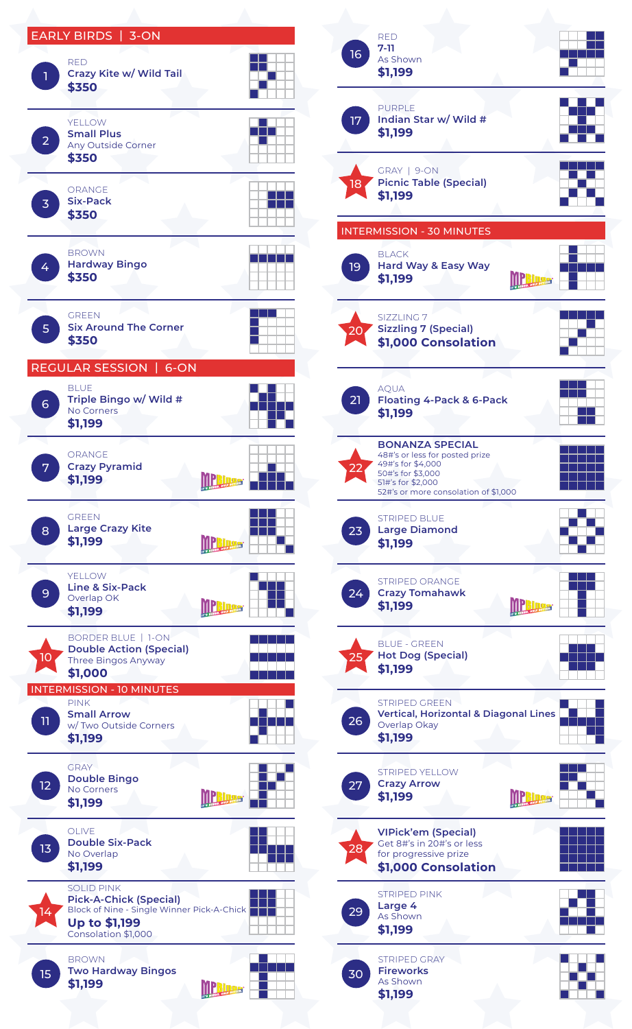## EARLY BIRDS | 3-ON

**1** RED
**Crazy Kite w/ Wild Tail**
**$350**

**2** YELLOW
**Small Plus**
Any Outside Corner
**$350**

**3** ORANGE
**Six-Pack**
**$350**

**4** BROWN
**Hardway Bingo**
**$350**

**5** GREEN
**Six Around The Corner**
**$350**

## REGULAR SESSION | 6-ON

**6** BLUE
**Triple Bingo w/ Wild #**
No Corners
**$1,199**

**7** ORANGE
**Crazy Pyramid**
**$1,199**

**8** GREEN
**Large Crazy Kite**
**$1,199**

**9** YELLOW
**Line & Six-Pack**
Overlap OK
**$1,199**

**10** BORDER BLUE | 1-ON
**Double Action (Special)**
Three Bingos Anyway
**$1,000**

## INTERMISSION - 10 MINUTES

**11** PINK
**Small Arrow**
w/ Two Outside Corners
**$1,199**

**12** GRAY
**Double Bingo**
No Corners
**$1,199**

**13** OLIVE
**Double Six-Pack**
No Overlap
**$1,199**

**14** SOLID PINK
**Pick-A-Chick (Special)**
Block of Nine - Single Winner Pick-A-Chick
**Up to $1,199**
Consolation $1,000

**15** BROWN
**Two Hardway Bingos**
**$1,199**

**16** RED
**7-11**
As Shown
**$1,199**

**17** PURPLE
**Indian Star w/ Wild #**
**$1,199**

**18** GRAY | 9-ON
**Picnic Table (Special)**
**$1,199**

## INTERMISSION - 30 MINUTES

**19** BLACK
**Hard Way & Easy Way**
**$1,199**

**20** SIZZLING 7
**Sizzling 7 (Special)**
**$1,000 Consolation**

**21** AQUA
**Floating 4-Pack & 6-Pack**
**$1,199**

**22** **BONANZA SPECIAL**
48#'s or less for posted prize
49#'s for $4,000
50#'s for $3,000
51#'s for $2,000
52#'s or more consolation of $1,000

**23** STRIPED BLUE
**Large Diamond**
**$1,199**

**24** STRIPED ORANGE
**Crazy Tomahawk**
**$1,199**

**25** BLUE - GREEN
**Hot Dog (Special)**
**$1,199**

**26** STRIPED GREEN
**Vertical, Horizontal & Diagonal Lines**
Overlap Okay
**$1,199**

**27** STRIPED YELLOW
**Crazy Arrow**
**$1,199**

**28** **VIPick'em (Special)**
Get 8#'s in 20#'s or less
for progressive prize
**$1,000 Consolation**

**29** STRIPED PINK
**Large 4**
As Shown
**$1,199**

**30** STRIPED GRAY
**Fireworks**
As Shown
**$1,199**